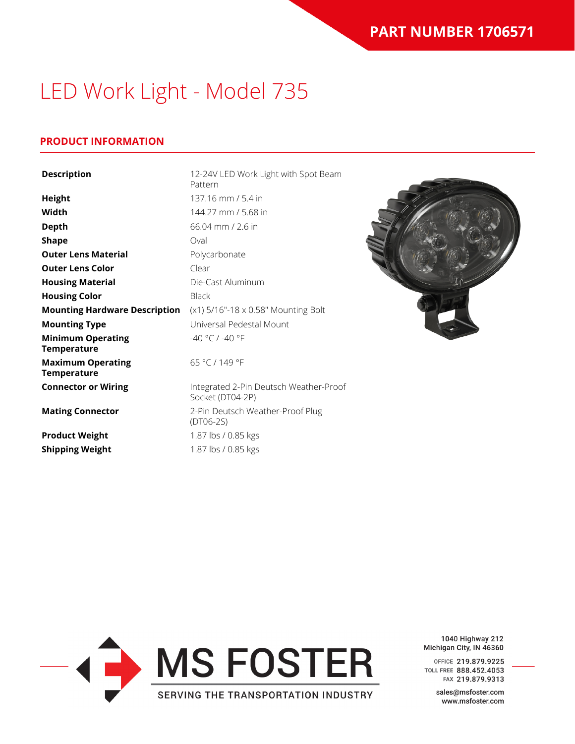**PART NUMBER 1706571**

# LED Work Light - Model 735

## PRODUCT INFORMATION

| | |
|---|---|
| **Description** | 12-24V LED Work Light with Spot Beam Pattern |
| **Height** | 137.16 mm / 5.4 in |
| **Width** | 144.27 mm / 5.68 in |
| **Depth** | 66.04 mm / 2.6 in |
| **Shape** | Oval |
| **Outer Lens Material** | Polycarbonate |
| **Outer Lens Color** | Clear |
| **Housing Material** | Die-Cast Aluminum |
| **Housing Color** | Black |
| **Mounting Hardware Description** | (x1) 5/16"-18 x 0.58" Mounting Bolt |
| **Mounting Type** | Universal Pedestal Mount |
| **Minimum Operating Temperature** | -40 °C / -40 °F |
| **Maximum Operating Temperature** | 65 °C / 149 °F |
| **Connector or Wiring** | Integrated 2-Pin Deutsch Weather-Proof Socket (DT04-2P) |
| **Mating Connector** | 2-Pin Deutsch Weather-Proof Plug (DT06-2S) |
| **Product Weight** | 1.87 lbs / 0.85 kgs |
| **Shipping Weight** | 1.87 lbs / 0.85 kgs |

MS FOSTER
SERVING THE TRANSPORTATION INDUSTRY

1040 Highway 212
Michigan City, IN 46360

OFFICE 219.879.9225
TOLL FREE 888.452.4053
FAX 219.879.9313

sales@msfoster.com
www.msfoster.com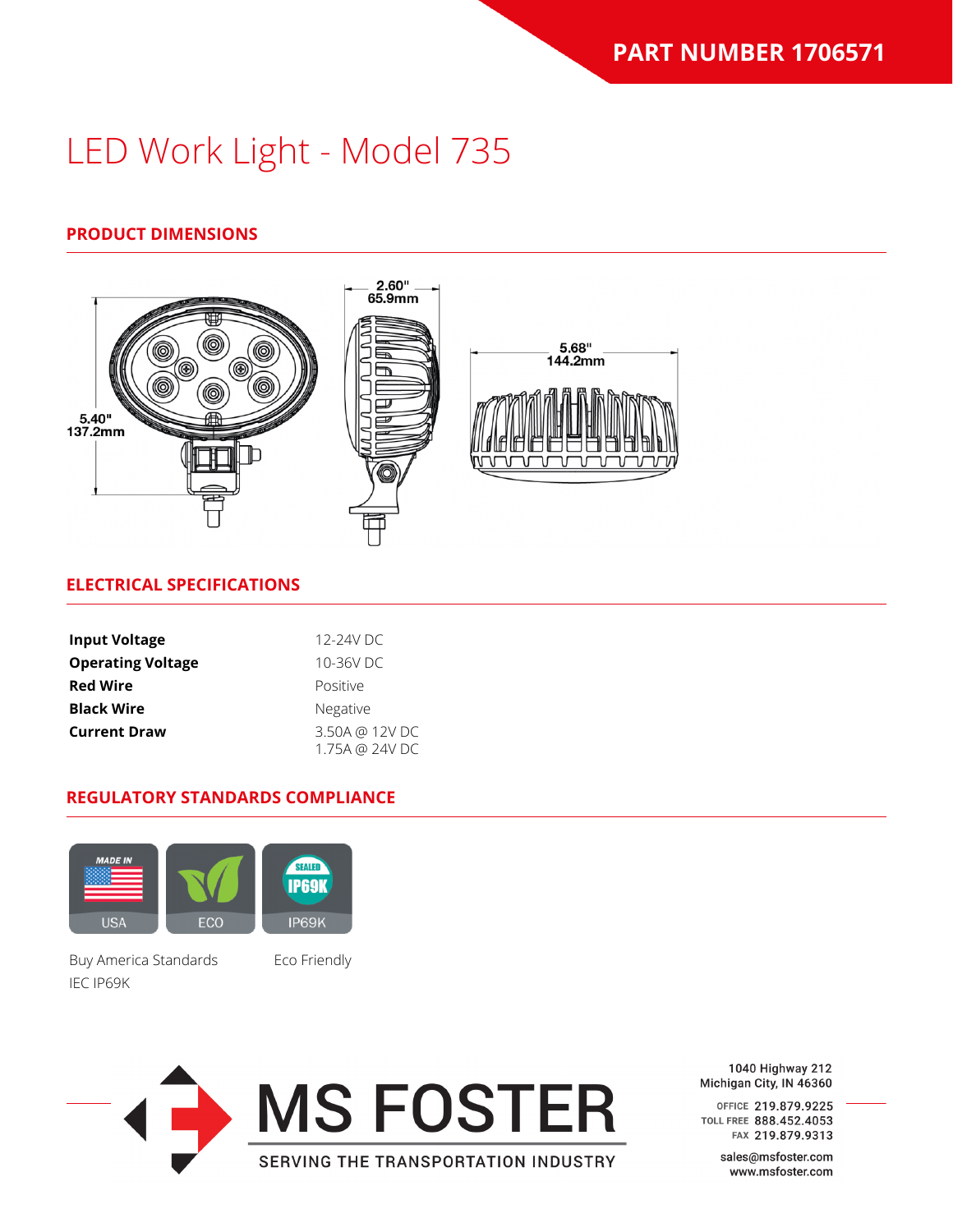**PART NUMBER 1706571**

# LED Work Light - Model 735

## PRODUCT DIMENSIONS

5.40" 137.2mm

2.60" 65.9mm

5.68" 144.2mm

## ELECTRICAL SPECIFICATIONS

| | |
|---|---|
| **Input Voltage** | 12-24V DC |
| **Operating Voltage** | 10-36V DC |
| **Red Wire** | Positive |
| **Black Wire** | Negative |
| **Current Draw** | 3.50A @ 12V DC<br>1.75A @ 24V DC |

## REGULATORY STANDARDS COMPLIANCE

MADE IN USA | ECO | SEALED IP69K

Buy America Standards

Eco Friendly

IEC IP69K

MS FOSTER
SERVING THE TRANSPORTATION INDUSTRY

1040 Highway 212
Michigan City, IN 46360

OFFICE 219.879.9225
TOLL FREE 888.452.4053
FAX 219.879.9313

sales@msfoster.com
www.msfoster.com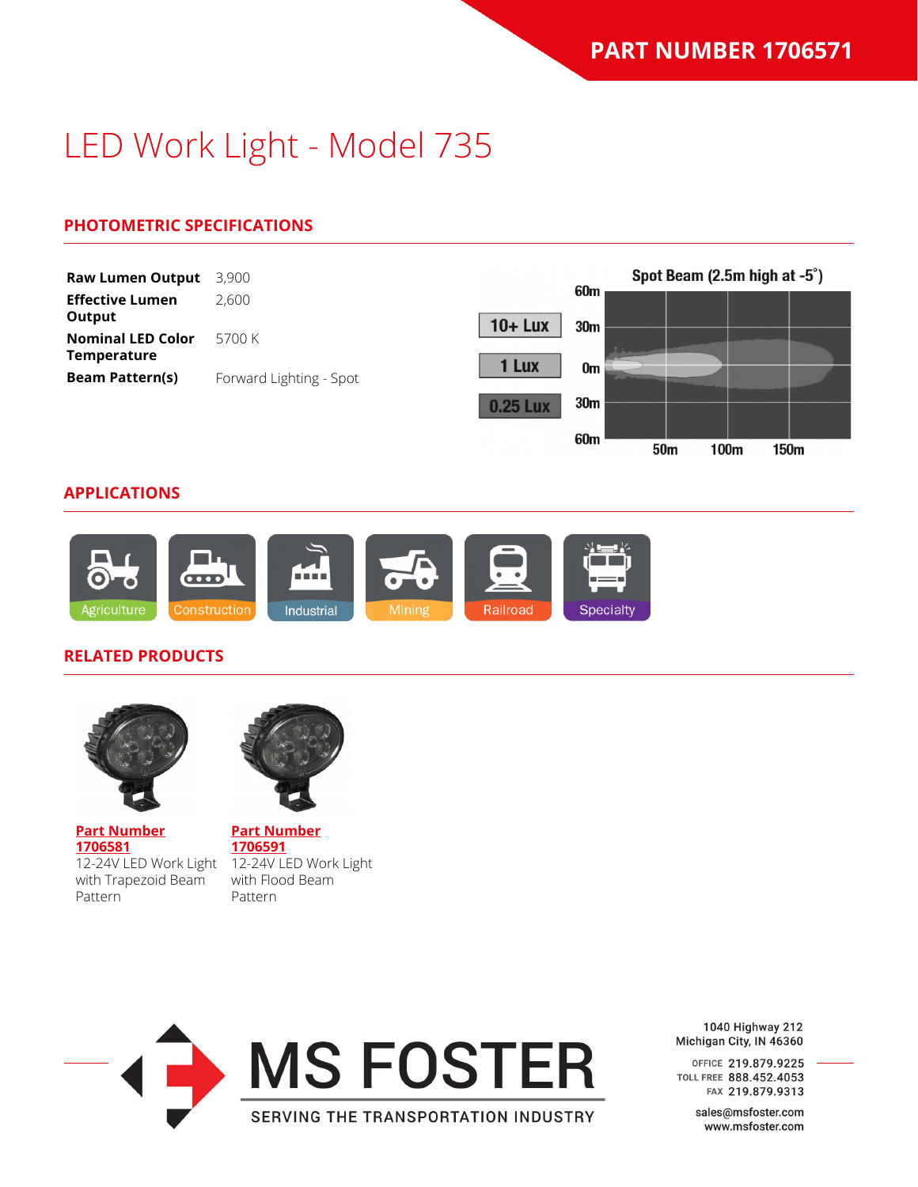PART NUMBER 1706571

# LED Work Light - Model 735

## PHOTOMETRIC SPECIFICATIONS

| | |
|---|---|
| **Raw Lumen Output** | 3,900 |
| **Effective Lumen Output** | 2,600 |
| **Nominal LED Color Temperature** | 5700 K |
| **Beam Pattern(s)** | Forward Lighting - Spot |

Spot Beam (2.5m high at -5˚)

10+ Lux
1 Lux
0.25 Lux

60m
30m
0m
30m
60m

50m
100m
150m

## APPLICATIONS

Agriculture
Construction
Industrial
Mining
Railroad
Specialty

## RELATED PRODUCTS

**Part Number 1706581**
12-24V LED Work Light with Trapezoid Beam Pattern

**Part Number 1706591**
12-24V LED Work Light with Flood Beam Pattern

MS FOSTER
SERVING THE TRANSPORTATION INDUSTRY

1040 Highway 212
Michigan City, IN 46360

OFFICE 219.879.9225
TOLL FREE 888.452.4053
FAX 219.879.9313

sales@msfoster.com
www.msfoster.com